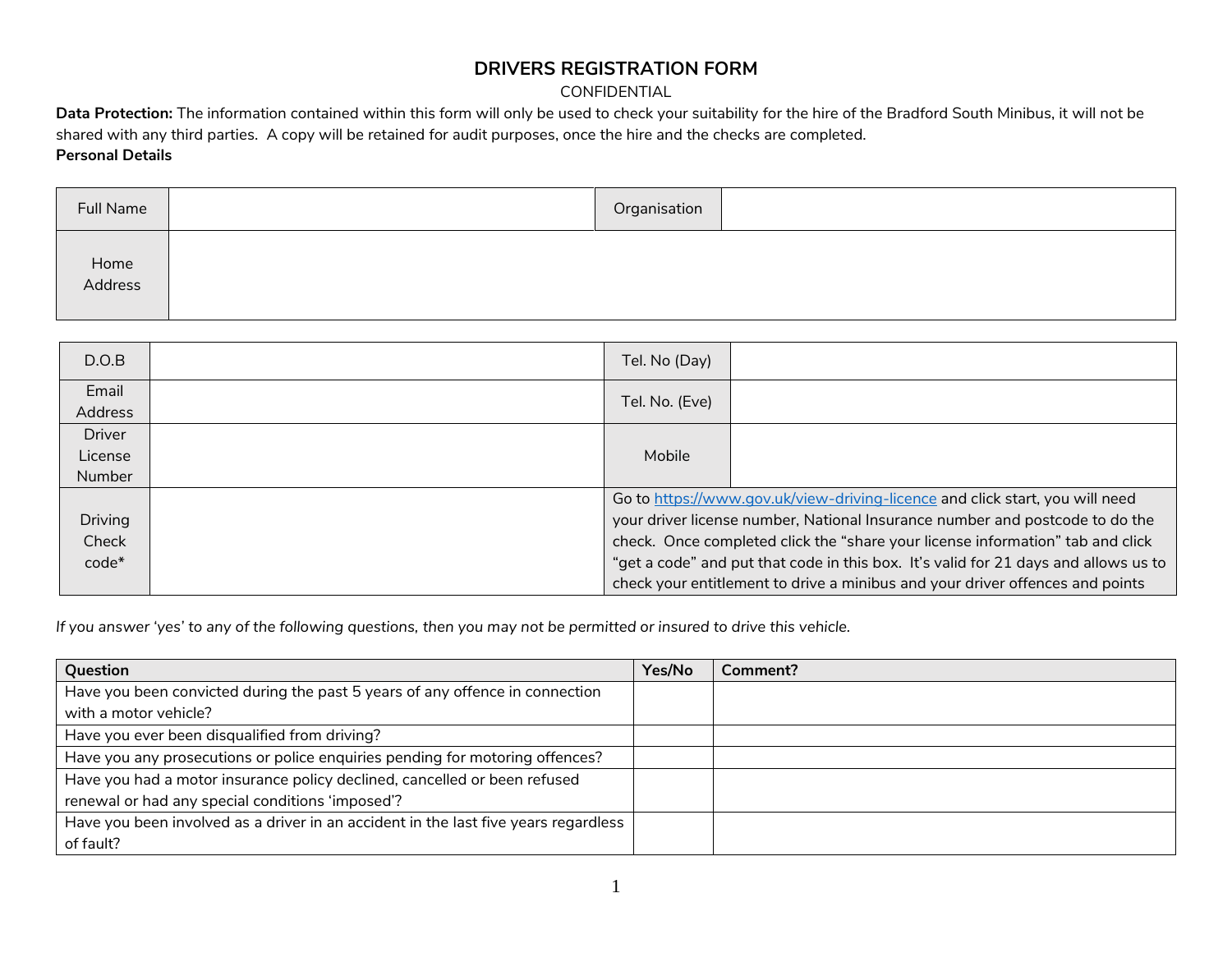# DRIVERS REGISTRATION FORM

CONFIDENTIAL

**Data Protection:** The information contained within this form will only be used to check your suitability for the hire of the Bradford South Minibus, it will not be shared with any third parties. A copy will be retained for audit purposes, once the hire and the checks are completed.

**Personal Details**

| Full Name | | Organisation | |
|---|---|---|---|
| Home Address | | | |

| D.O.B | | Tel. No (Day) | |
|---|---|---|---|
| Email Address | | Tel. No. (Eve) | |
| Driver License Number | | Mobile | |
| Driving Check code* | | Go to https://www.gov.uk/view-driving-licence and click start, you will need your driver license number, National Insurance number and postcode to do the check. Once completed click the "share your license information" tab and click "get a code" and put that code in this box. It's valid for 21 days and allows us to check your entitlement to drive a minibus and your driver offences and points | |

*If you answer 'yes' to any of the following questions, then you may not be permitted or insured to drive this vehicle.*

| Question | Yes/No | Comment? |
|---|---|---|
| Have you been convicted during the past 5 years of any offence in connection with a motor vehicle? | | |
| Have you ever been disqualified from driving? | | |
| Have you any prosecutions or police enquiries pending for motoring offences? | | |
| Have you had a motor insurance policy declined, cancelled or been refused renewal or had any special conditions 'imposed'? | | |
| Have you been involved as a driver in an accident in the last five years regardless of fault? | | |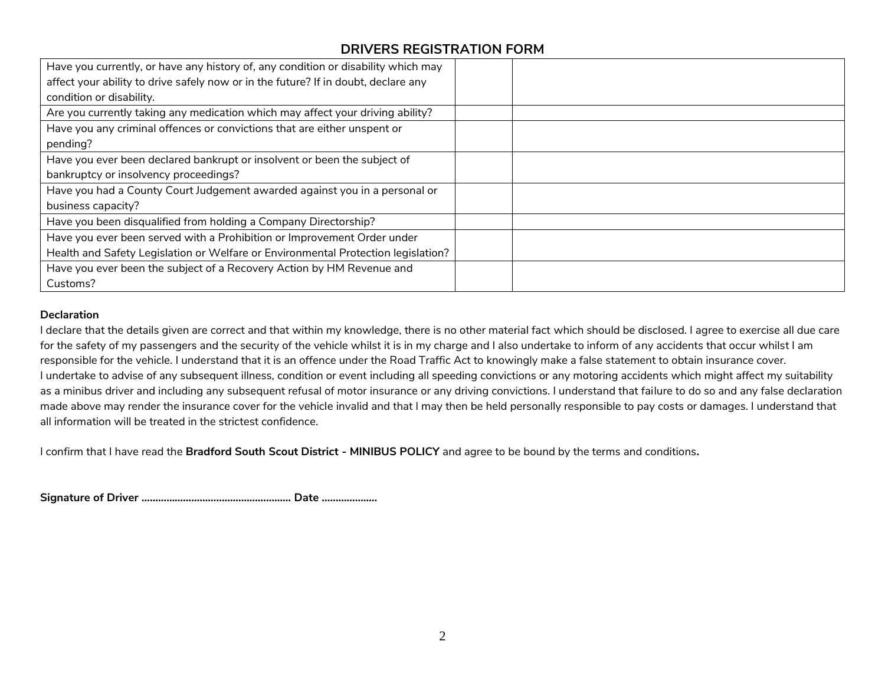## DRIVERS REGISTRATION FORM

| | | |
|---|---|---|
| Have you currently, or have any history of, any condition or disability which may affect your ability to drive safely now or in the future? If in doubt, declare any condition or disability. | | |
| Are you currently taking any medication which may affect your driving ability? | | |
| Have you any criminal offences or convictions that are either unspent or pending? | | |
| Have you ever been declared bankrupt or insolvent or been the subject of bankruptcy or insolvency proceedings? | | |
| Have you had a County Court Judgement awarded against you in a personal or business capacity? | | |
| Have you been disqualified from holding a Company Directorship? | | |
| Have you ever been served with a Prohibition or Improvement Order under Health and Safety Legislation or Welfare or Environmental Protection legislation? | | |
| Have you ever been the subject of a Recovery Action by HM Revenue and Customs? | | |

**Declaration**

I declare that the details given are correct and that within my knowledge, there is no other material fact which should be disclosed. I agree to exercise all due care for the safety of my passengers and the security of the vehicle whilst it is in my charge and I also undertake to inform of any accidents that occur whilst I am responsible for the vehicle. I understand that it is an offence under the Road Traffic Act to knowingly make a false statement to obtain insurance cover.
I undertake to advise of any subsequent illness, condition or event including all speeding convictions or any motoring accidents which might affect my suitability as a minibus driver and including any subsequent refusal of motor insurance or any driving convictions. I understand that failure to do so and any false declaration made above may render the insurance cover for the vehicle invalid and that I may then be held personally responsible to pay costs or damages. I understand that all information will be treated in the strictest confidence.

I confirm that I have read the **Bradford South Scout District - MINIBUS POLICY** and agree to be bound by the terms and conditions**.**

**Signature of Driver ...................................................... Date ....................**